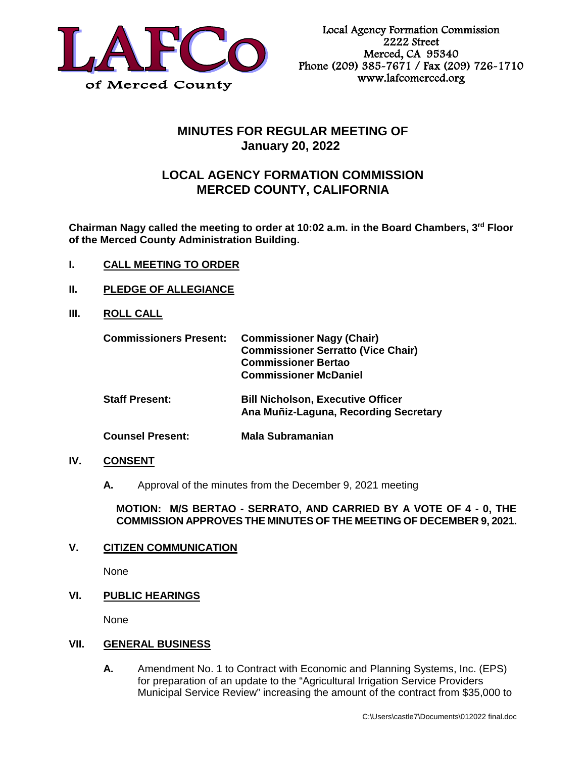LAFCo of Merced County

Local Agency Formation Commission
2222 Street
Merced, CA 95340
Phone (209) 385-7671 / Fax (209) 726-1710
www.lafcomerced.org

# MINUTES FOR REGULAR MEETING OF January 20, 2022

# LOCAL AGENCY FORMATION COMMISSION MERCED COUNTY, CALIFORNIA

**Chairman Nagy called the meeting to order at 10:02 a.m. in the Board Chambers, 3rd Floor of the Merced County Administration Building.**

**I. CALL MEETING TO ORDER**

**II. PLEDGE OF ALLEGIANCE**

**III. ROLL CALL**

| | |
|---|---|
| **Commissioners Present:** | **Commissioner Nagy (Chair)**<br>**Commissioner Serratto (Vice Chair)**<br>**Commissioner Bertao**<br>**Commissioner McDaniel** |
| **Staff Present:** | **Bill Nicholson, Executive Officer**<br>**Ana Muñiz-Laguna, Recording Secretary** |
| **Counsel Present:** | **Mala Subramanian** |

**IV. CONSENT**

**A.** Approval of the minutes from the December 9, 2021 meeting

**MOTION: M/S BERTAO - SERRATO, AND CARRIED BY A VOTE OF 4 - 0, THE COMMISSION APPROVES THE MINUTES OF THE MEETING OF DECEMBER 9, 2021.**

**V. CITIZEN COMMUNICATION**

None

**VI. PUBLIC HEARINGS**

None

**VII. GENERAL BUSINESS**

**A.** Amendment No. 1 to Contract with Economic and Planning Systems, Inc. (EPS) for preparation of an update to the "Agricultural Irrigation Service Providers Municipal Service Review" increasing the amount of the contract from $35,000 to

C:\Users\castle7\Documents\012022 final.doc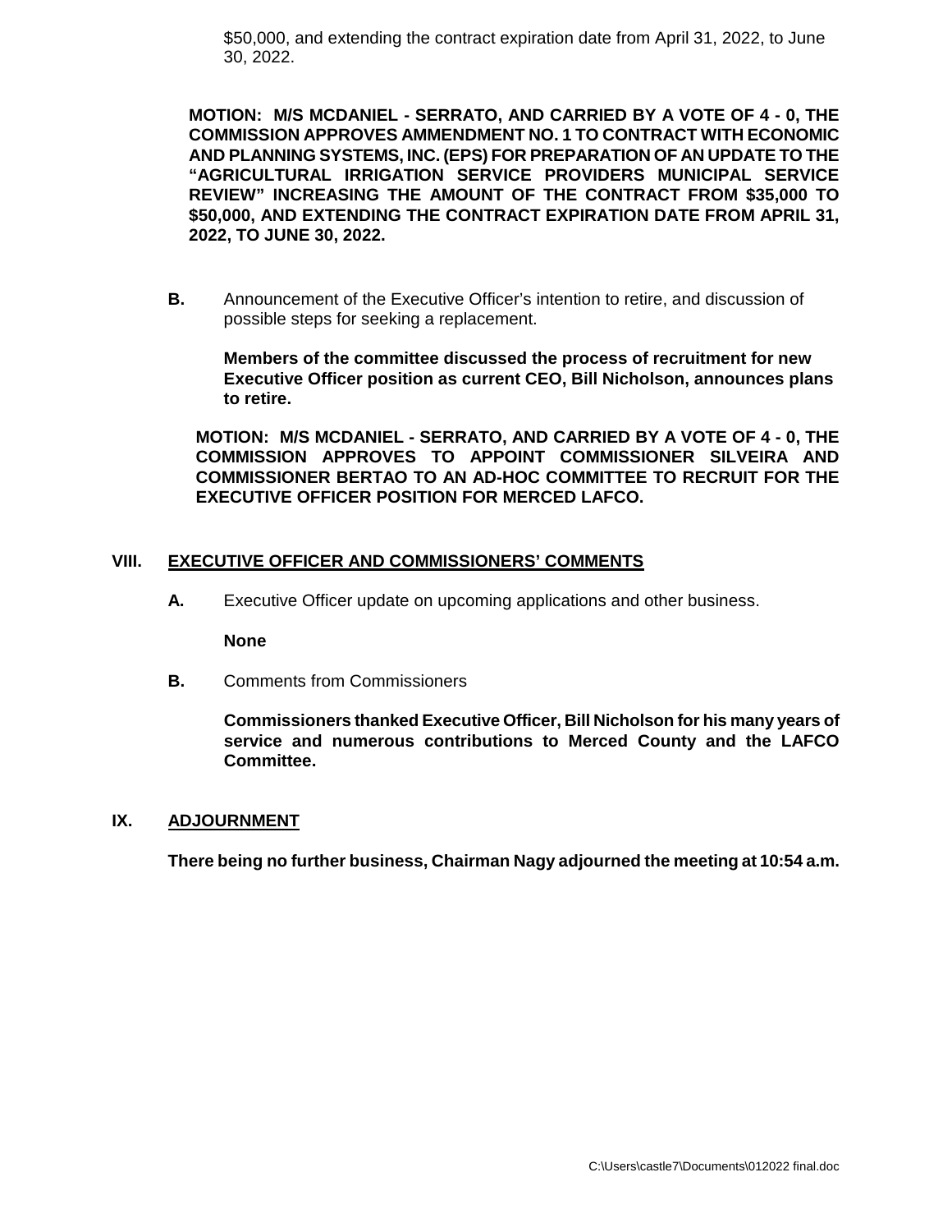$50,000, and extending the contract expiration date from April 31, 2022, to June 30, 2022.

**MOTION: M/S MCDANIEL - SERRATO, AND CARRIED BY A VOTE OF 4 - 0, THE COMMISSION APPROVES AMMENDMENT NO. 1 TO CONTRACT WITH ECONOMIC AND PLANNING SYSTEMS, INC. (EPS) FOR PREPARATION OF AN UPDATE TO THE "AGRICULTURAL IRRIGATION SERVICE PROVIDERS MUNICIPAL SERVICE REVIEW" INCREASING THE AMOUNT OF THE CONTRACT FROM $35,000 TO $50,000, AND EXTENDING THE CONTRACT EXPIRATION DATE FROM APRIL 31, 2022, TO JUNE 30, 2022.**

**B.** Announcement of the Executive Officer's intention to retire, and discussion of possible steps for seeking a replacement.

**Members of the committee discussed the process of recruitment for new Executive Officer position as current CEO, Bill Nicholson, announces plans to retire.**

**MOTION: M/S MCDANIEL - SERRATO, AND CARRIED BY A VOTE OF 4 - 0, THE COMMISSION APPROVES TO APPOINT COMMISSIONER SILVEIRA AND COMMISSIONER BERTAO TO AN AD-HOC COMMITTEE TO RECRUIT FOR THE EXECUTIVE OFFICER POSITION FOR MERCED LAFCO.**

## VIII. EXECUTIVE OFFICER AND COMMISSIONERS' COMMENTS

**A.** Executive Officer update on upcoming applications and other business.

**None**

**B.** Comments from Commissioners

**Commissioners thanked Executive Officer, Bill Nicholson for his many years of service and numerous contributions to Merced County and the LAFCO Committee.**

## IX. ADJOURNMENT

**There being no further business, Chairman Nagy adjourned the meeting at 10:54 a.m.**

C:\Users\castle7\Documents\012022 final.doc